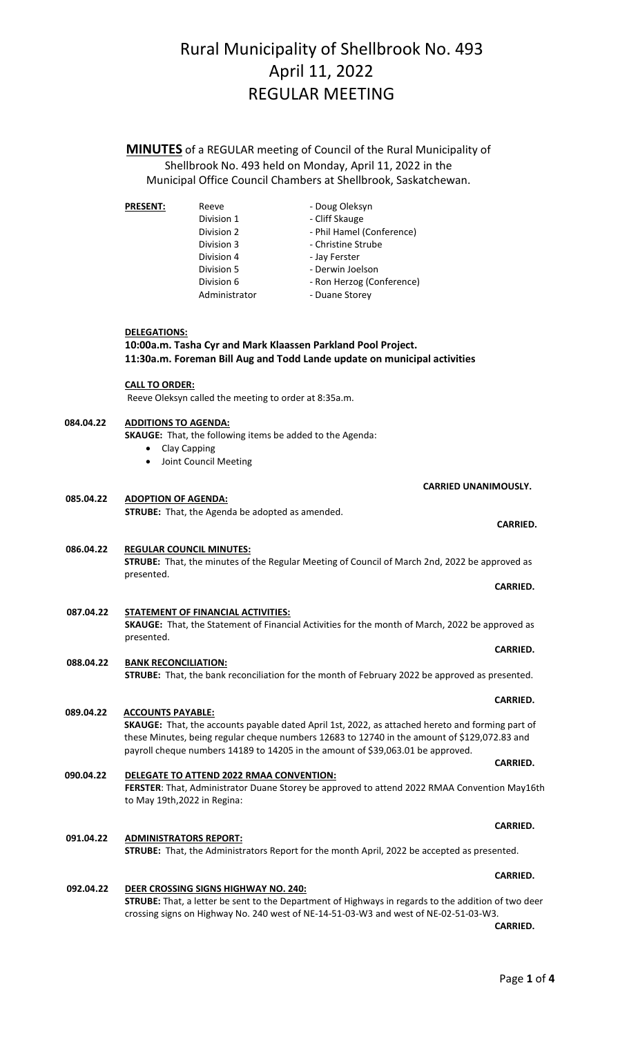# Rural Municipality of Shellbrook No. 493
# April 11, 2022
# REGULAR MEETING

**MINUTES** of a REGULAR meeting of Council of the Rural Municipality of Shellbrook No. 493 held on Monday, April 11, 2022 in the Municipal Office Council Chambers at Shellbrook, Saskatchewan.

**PRESENT:**

| | |
|---|---|
| Reeve | - Doug Oleksyn |
| Division 1 | - Cliff Skauge |
| Division 2 | - Phil Hamel (Conference) |
| Division 3 | - Christine Strube |
| Division 4 | - Jay Ferster |
| Division 5 | - Derwin Joelson |
| Division 6 | - Ron Herzog (Conference) |
| Administrator | - Duane Storey |

**DELEGATIONS:**

**10:00a.m. Tasha Cyr and Mark Klaassen Parkland Pool Project.**
**11:30a.m. Foreman Bill Aug and Todd Lande update on municipal activities**

**CALL TO ORDER:**

Reeve Oleksyn called the meeting to order at 8:35a.m.

**084.04.22 ADDITIONS TO AGENDA:**

**SKAUGE:** That, the following items be added to the Agenda:

- Clay Capping
- Joint Council Meeting

**CARRIED UNANIMOUSLY.**

**085.04.22 ADOPTION OF AGENDA:**

**STRUBE:** That, the Agenda be adopted as amended.

**CARRIED.**

**086.04.22 REGULAR COUNCIL MINUTES:**

**STRUBE:** That, the minutes of the Regular Meeting of Council of March 2nd, 2022 be approved as presented.

**CARRIED.**

**087.04.22 STATEMENT OF FINANCIAL ACTIVITIES:**

**SKAUGE:** That, the Statement of Financial Activities for the month of March, 2022 be approved as presented.

**CARRIED.**

**088.04.22 BANK RECONCILIATION:**

**STRUBE:** That, the bank reconciliation for the month of February 2022 be approved as presented.

**CARRIED.**

**089.04.22 ACCOUNTS PAYABLE:**

**SKAUGE:** That, the accounts payable dated April 1st, 2022, as attached hereto and forming part of these Minutes, being regular cheque numbers 12683 to 12740 in the amount of $129,072.83 and payroll cheque numbers 14189 to 14205 in the amount of $39,063.01 be approved.

**CARRIED.**

**090.04.22 DELEGATE TO ATTEND 2022 RMAA CONVENTION:**

**FERSTER**: That, Administrator Duane Storey be approved to attend 2022 RMAA Convention May16th to May 19th,2022 in Regina:

**CARRIED.**

**091.04.22 ADMINISTRATORS REPORT:**

**STRUBE:** That, the Administrators Report for the month April, 2022 be accepted as presented.

**CARRIED.**

**092.04.22 DEER CROSSING SIGNS HIGHWAY NO. 240:**

**STRUBE:** That, a letter be sent to the Department of Highways in regards to the addition of two deer crossing signs on Highway No. 240 west of NE-14-51-03-W3 and west of NE-02-51-03-W3.

**CARRIED.**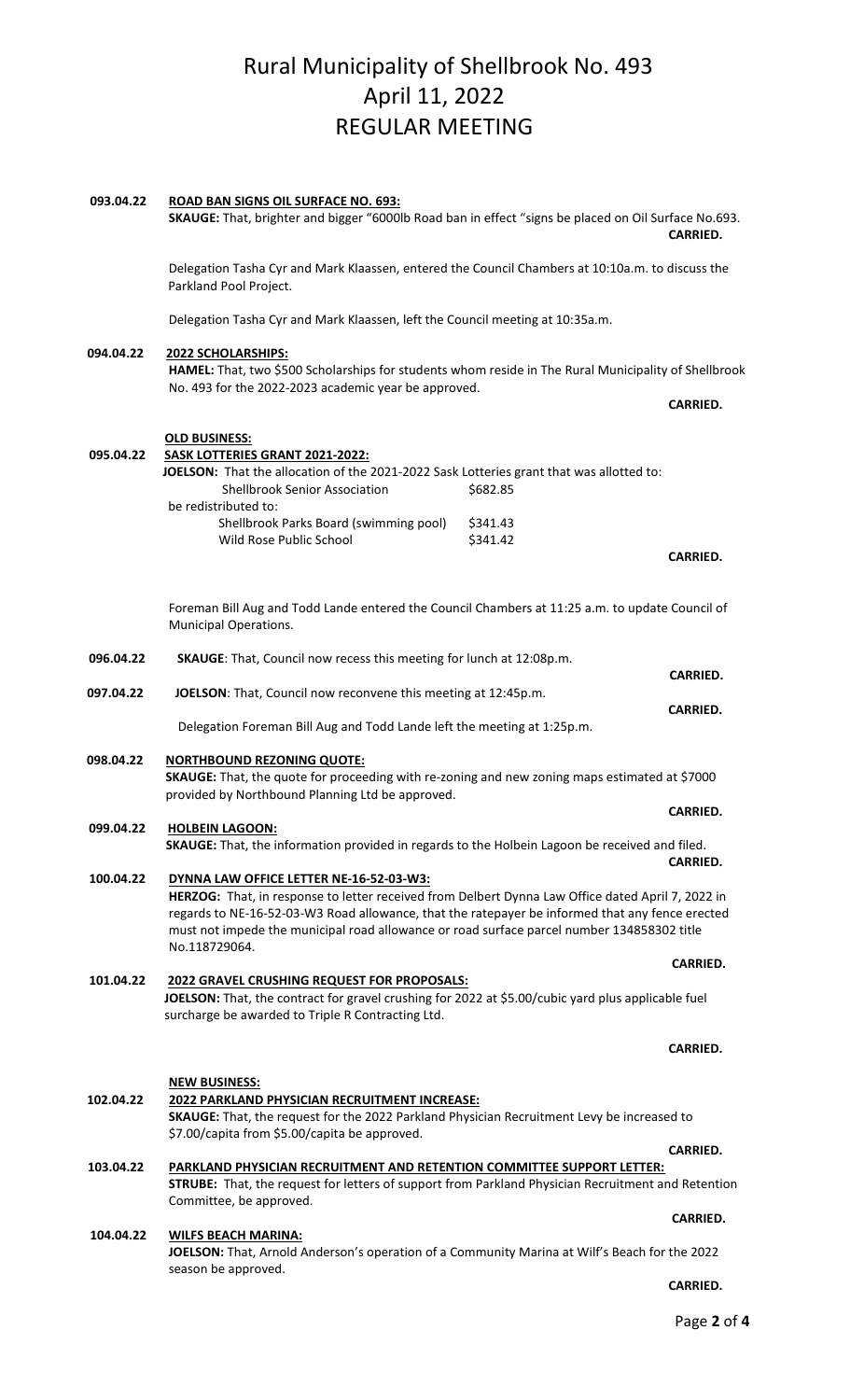# Rural Municipality of Shellbrook No. 493
# April 11, 2022
# REGULAR MEETING

**093.04.22** **ROAD BAN SIGNS OIL SURFACE NO. 693:**
**SKAUGE:** That, brighter and bigger "6000lb Road ban in effect "signs be placed on Oil Surface No.693.
**CARRIED.**

Delegation Tasha Cyr and Mark Klaassen, entered the Council Chambers at 10:10a.m. to discuss the Parkland Pool Project.

Delegation Tasha Cyr and Mark Klaassen, left the Council meeting at 10:35a.m.

**094.04.22** **2022 SCHOLARSHIPS:**
**HAMEL:** That, two $500 Scholarships for students whom reside in The Rural Municipality of Shellbrook No. 493 for the 2022-2023 academic year be approved.
**CARRIED.**

**OLD BUSINESS:**

**095.04.22** **SASK LOTTERIES GRANT 2021-2022:**
**JOELSON:** That the allocation of the 2021-2022 Sask Lotteries grant that was allotted to:

| | |
|---|---|
| Shellbrook Senior Association | $682.85 |

be redistributed to:

| | |
|---|---|
| Shellbrook Parks Board (swimming pool) | $341.43 |
| Wild Rose Public School | $341.42 |

**CARRIED.**

Foreman Bill Aug and Todd Lande entered the Council Chambers at 11:25 a.m. to update Council of Municipal Operations.

**096.04.22** **SKAUGE**: That, Council now recess this meeting for lunch at 12:08p.m.
**CARRIED.**

**097.04.22** **JOELSON**: That, Council now reconvene this meeting at 12:45p.m.
**CARRIED.**

Delegation Foreman Bill Aug and Todd Lande left the meeting at 1:25p.m.

**098.04.22** **NORTHBOUND REZONING QUOTE:**
**SKAUGE:** That, the quote for proceeding with re-zoning and new zoning maps estimated at $7000 provided by Northbound Planning Ltd be approved.
**CARRIED.**

**099.04.22** **HOLBEIN LAGOON:**
**SKAUGE:** That, the information provided in regards to the Holbein Lagoon be received and filed.
**CARRIED.**

**100.04.22** **DYNNA LAW OFFICE LETTER NE-16-52-03-W3:**
**HERZOG:** That, in response to letter received from Delbert Dynna Law Office dated April 7, 2022 in regards to NE-16-52-03-W3 Road allowance, that the ratepayer be informed that any fence erected must not impede the municipal road allowance or road surface parcel number 134858302 title No.118729064.
**CARRIED.**

**101.04.22** **2022 GRAVEL CRUSHING REQUEST FOR PROPOSALS:**
**JOELSON:** That, the contract for gravel crushing for 2022 at $5.00/cubic yard plus applicable fuel surcharge be awarded to Triple R Contracting Ltd.
**CARRIED.**

**NEW BUSINESS:**

**102.04.22** **2022 PARKLAND PHYSICIAN RECRUITMENT INCREASE:**
**SKAUGE:** That, the request for the 2022 Parkland Physician Recruitment Levy be increased to $7.00/capita from $5.00/capita be approved.
**CARRIED.**

**103.04.22** **PARKLAND PHYSICIAN RECRUITMENT AND RETENTION COMMITTEE SUPPORT LETTER:**
**STRUBE:** That, the request for letters of support from Parkland Physician Recruitment and Retention Committee, be approved.
**CARRIED.**

**104.04.22** **WILFS BEACH MARINA:**
**JOELSON:** That, Arnold Anderson's operation of a Community Marina at Wilf's Beach for the 2022 season be approved.
**CARRIED.**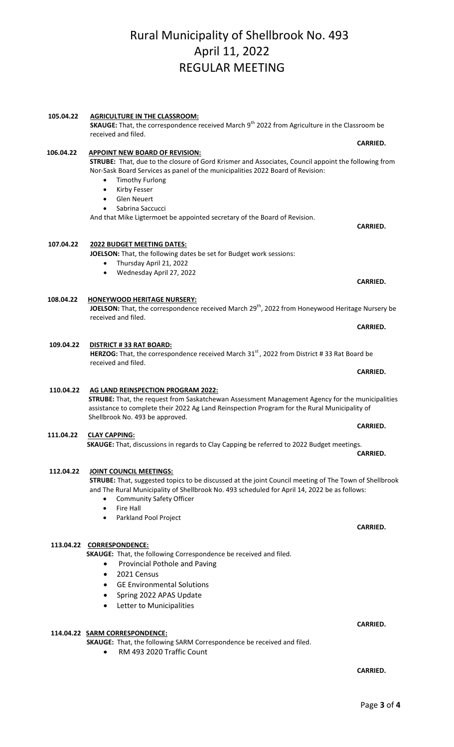# Rural Municipality of Shellbrook No. 493
# April 11, 2022
# REGULAR MEETING

**105.04.22** **AGRICULTURE IN THE CLASSROOM:**
**SKAUGE:** That, the correspondence received March 9th 2022 from Agriculture in the Classroom be received and filed.

**CARRIED.**

**106.04.22** **APPOINT NEW BOARD OF REVISION:**
**STRUBE:** That, due to the closure of Gord Krismer and Associates, Council appoint the following from Nor-Sask Board Services as panel of the municipalities 2022 Board of Revision:

- Timothy Furlong
- Kirby Fesser
- Glen Neuert
- Sabrina Saccucci

And that Mike Ligtermoet be appointed secretary of the Board of Revision.

**CARRIED.**

**107.04.22** **2022 BUDGET MEETING DATES:**
**JOELSON:** That, the following dates be set for Budget work sessions:

- Thursday April 21, 2022
- Wednesday April 27, 2022

**CARRIED.**

**108.04.22** **HONEYWOOD HERITAGE NURSERY:**
**JOELSON:** That, the correspondence received March 29th, 2022 from Honeywood Heritage Nursery be received and filed.

**CARRIED.**

**109.04.22** **DISTRICT # 33 RAT BOARD:**
**HERZOG:** That, the correspondence received March 31st, 2022 from District # 33 Rat Board be received and filed.

**CARRIED.**

**110.04.22** **AG LAND REINSPECTION PROGRAM 2022:**
**STRUBE:** That, the request from Saskatchewan Assessment Management Agency for the municipalities assistance to complete their 2022 Ag Land Reinspection Program for the Rural Municipality of Shellbrook No. 493 be approved.

**CARRIED.**

**111.04.22** **CLAY CAPPING:**
**SKAUGE:** That, discussions in regards to Clay Capping be referred to 2022 Budget meetings.

**CARRIED.**

**112.04.22** **JOINT COUNCIL MEETINGS:**
**STRUBE:** That, suggested topics to be discussed at the joint Council meeting of The Town of Shellbrook and The Rural Municipality of Shellbrook No. 493 scheduled for April 14, 2022 be as follows:

- Community Safety Officer
- Fire Hall
- Parkland Pool Project

**CARRIED.**

**113.04.22** **CORRESPONDENCE:**
**SKAUGE:** That, the following Correspondence be received and filed.

- Provincial Pothole and Paving
- 2021 Census
- GE Environmental Solutions
- Spring 2022 APAS Update
- Letter to Municipalities

**CARRIED.**

**114.04.22** **SARM CORRESPONDENCE:**
**SKAUGE:** That, the following SARM Correspondence be received and filed.

- RM 493 2020 Traffic Count

**CARRIED.**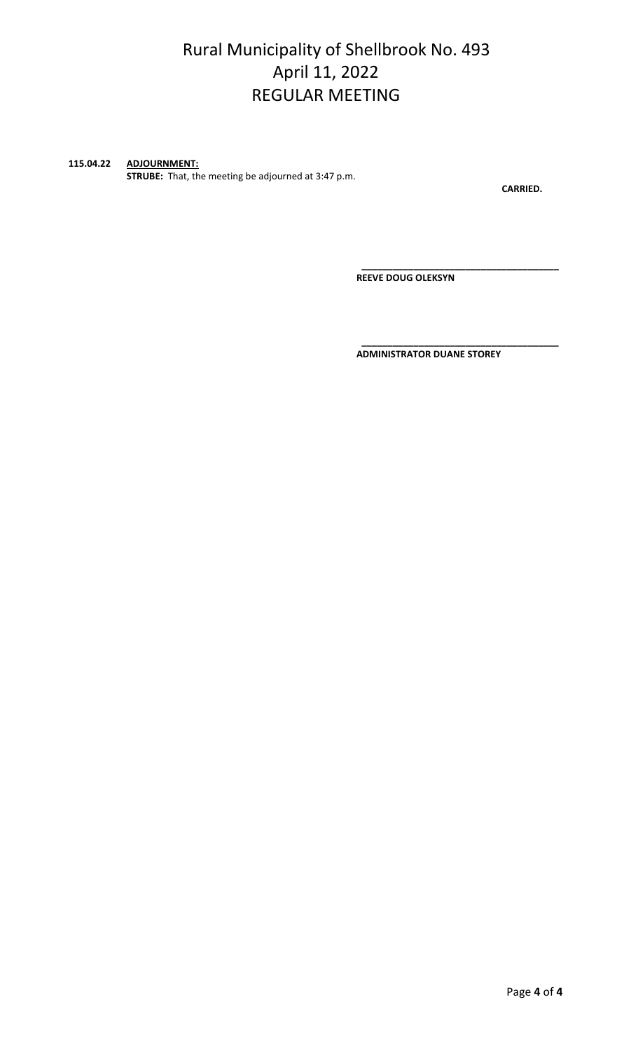**115.04.22** **ADJOURNMENT:**

**STRUBE:** That, the meeting be adjourned at 3:47 p.m.

**CARRIED.**

_____________________________________
**REEVE DOUG OLEKSYN**

_____________________________________
**ADMINISTRATOR DUANE STOREY**